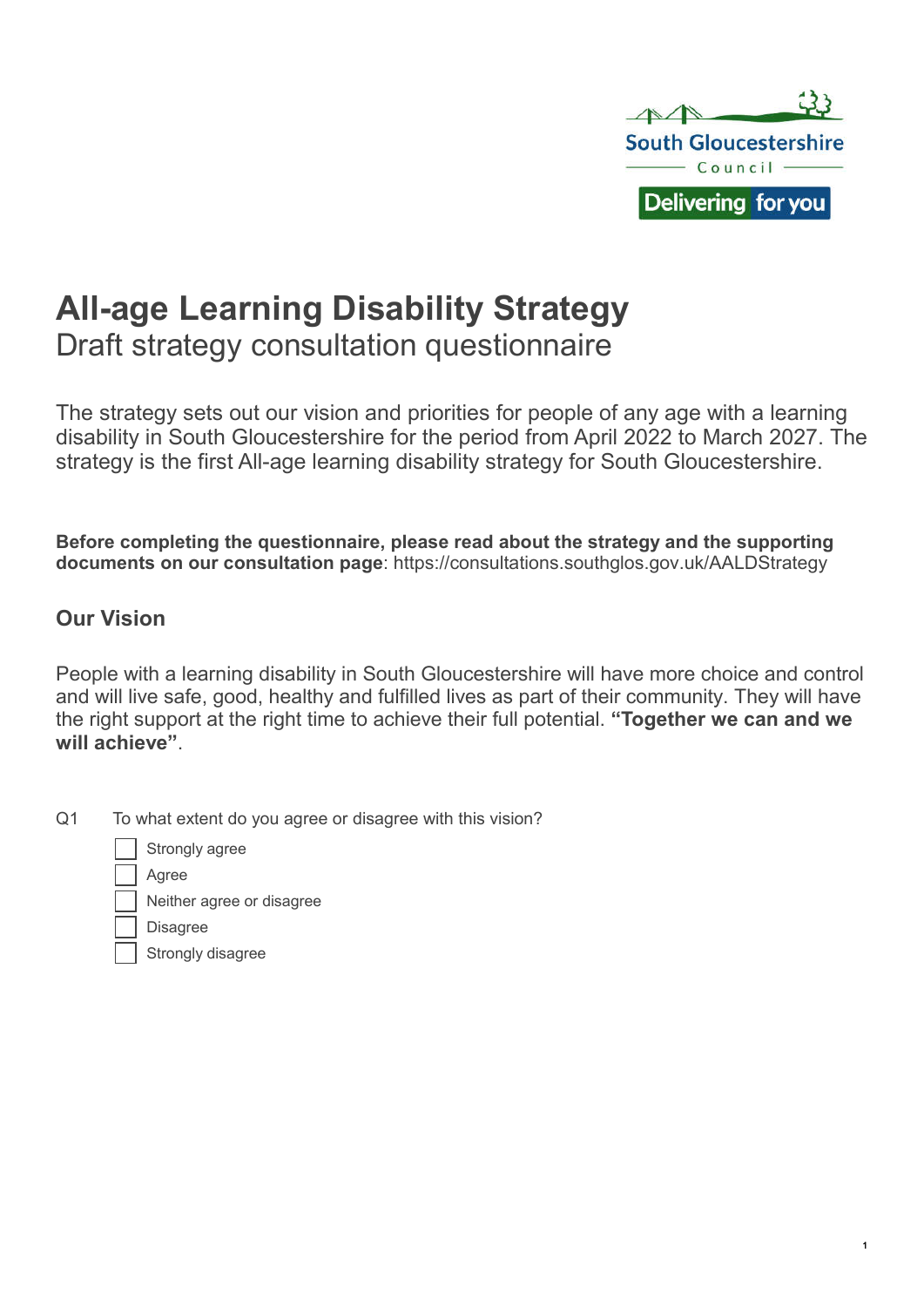South Gloucestershire Council

Delivering for you

# All-age Learning Disability Strategy

Draft strategy consultation questionnaire

The strategy sets out our vision and priorities for people of any age with a learning disability in South Gloucestershire for the period from April 2022 to March 2027. The strategy is the first All-age learning disability strategy for South Gloucestershire.

**Before completing the questionnaire, please read about the strategy and the supporting documents on our consultation page**: https://consultations.southglos.gov.uk/AALDStrategy

## Our Vision

People with a learning disability in South Gloucestershire will have more choice and control and will live safe, good, healthy and fulfilled lives as part of their community. They will have the right support at the right time to achieve their full potential. **"Together we can and we will achieve"**.

Q1 To what extent do you agree or disagree with this vision?

- ☐ Strongly agree
- ☐ Agree
- ☐ Neither agree or disagree
- ☐ Disagree
- ☐ Strongly disagree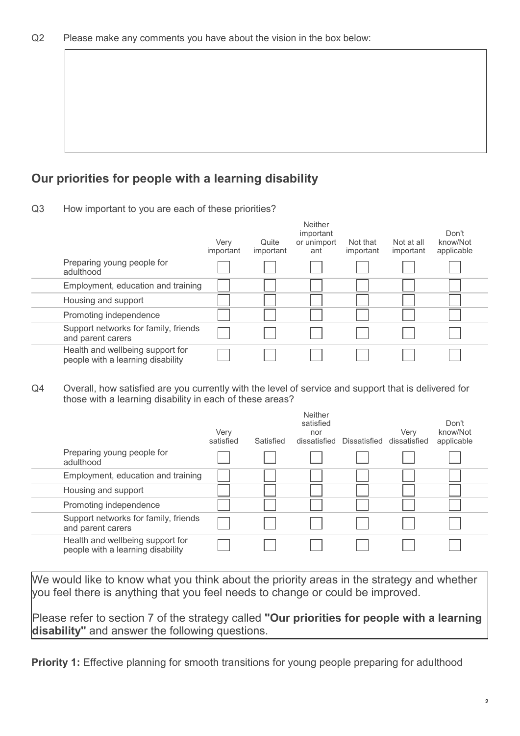Q2 Please make any comments you have about the vision in the box below:

## Our priorities for people with a learning disability

Q3 How important to you are each of these priorities?

| | Very important | Quite important | Neither important or unimportant | Not that important | Not at all important | Don't know/Not applicable |
|---|---|---|---|---|---|---|
| Preparing young people for adulthood | ☐ | ☐ | ☐ | ☐ | ☐ | ☐ |
| Employment, education and training | ☐ | ☐ | ☐ | ☐ | ☐ | ☐ |
| Housing and support | ☐ | ☐ | ☐ | ☐ | ☐ | ☐ |
| Promoting independence | ☐ | ☐ | ☐ | ☐ | ☐ | ☐ |
| Support networks for family, friends and parent carers | ☐ | ☐ | ☐ | ☐ | ☐ | ☐ |
| Health and wellbeing support for people with a learning disability | ☐ | ☐ | ☐ | ☐ | ☐ | ☐ |

Q4 Overall, how satisfied are you currently with the level of service and support that is delivered for those with a learning disability in each of these areas?

| | Very satisfied | Satisfied | Neither satisfied nor dissatisfied | Dissatisfied | Very dissatisfied | Don't know/Not applicable |
|---|---|---|---|---|---|---|
| Preparing young people for adulthood | ☐ | ☐ | ☐ | ☐ | ☐ | ☐ |
| Employment, education and training | ☐ | ☐ | ☐ | ☐ | ☐ | ☐ |
| Housing and support | ☐ | ☐ | ☐ | ☐ | ☐ | ☐ |
| Promoting independence | ☐ | ☐ | ☐ | ☐ | ☐ | ☐ |
| Support networks for family, friends and parent carers | ☐ | ☐ | ☐ | ☐ | ☐ | ☐ |
| Health and wellbeing support for people with a learning disability | ☐ | ☐ | ☐ | ☐ | ☐ | ☐ |

We would like to know what you think about the priority areas in the strategy and whether you feel there is anything that you feel needs to change or could be improved.

Please refer to section 7 of the strategy called **"Our priorities for people with a learning disability"** and answer the following questions.

**Priority 1:** Effective planning for smooth transitions for young people preparing for adulthood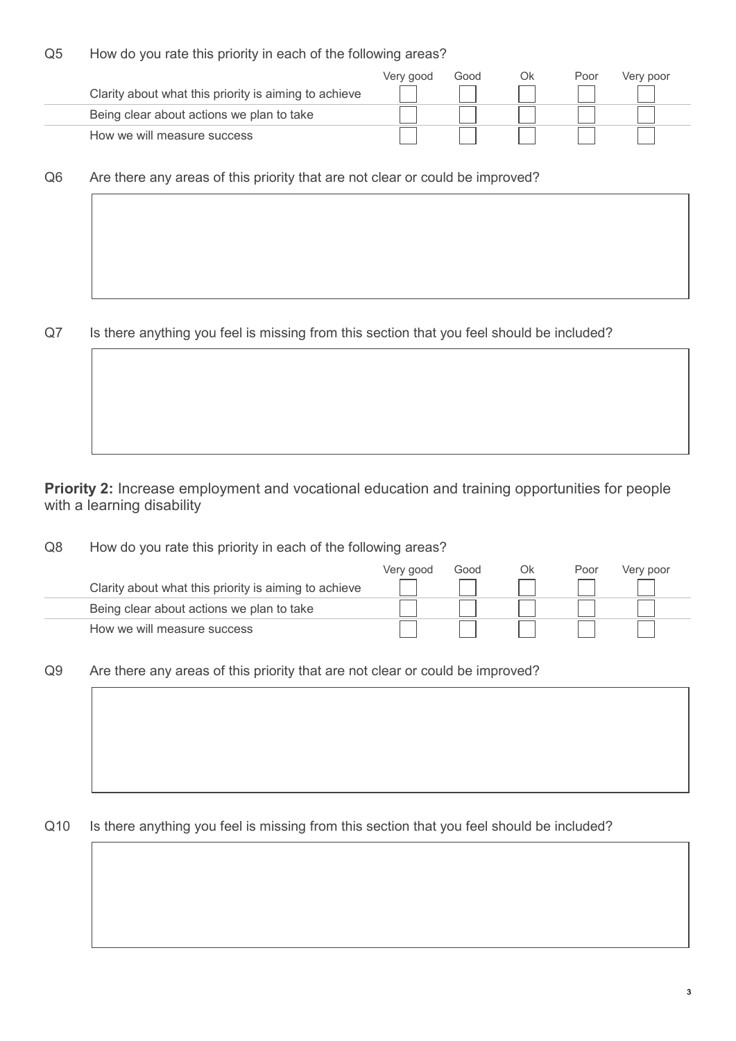Q5 How do you rate this priority in each of the following areas?

| | Very good | Good | Ok | Poor | Very poor |
|---|---|---|---|---|---|
| Clarity about what this priority is aiming to achieve | ☐ | ☐ | ☐ | ☐ | ☐ |
| Being clear about actions we plan to take | ☐ | ☐ | ☐ | ☐ | ☐ |
| How we will measure success | ☐ | ☐ | ☐ | ☐ | ☐ |

Q6 Are there any areas of this priority that are not clear or could be improved?

Q7 Is there anything you feel is missing from this section that you feel should be included?

**Priority 2:** Increase employment and vocational education and training opportunities for people with a learning disability

Q8 How do you rate this priority in each of the following areas?

| | Very good | Good | Ok | Poor | Very poor |
|---|---|---|---|---|---|
| Clarity about what this priority is aiming to achieve | ☐ | ☐ | ☐ | ☐ | ☐ |
| Being clear about actions we plan to take | ☐ | ☐ | ☐ | ☐ | ☐ |
| How we will measure success | ☐ | ☐ | ☐ | ☐ | ☐ |

Q9 Are there any areas of this priority that are not clear or could be improved?

Q10 Is there anything you feel is missing from this section that you feel should be included?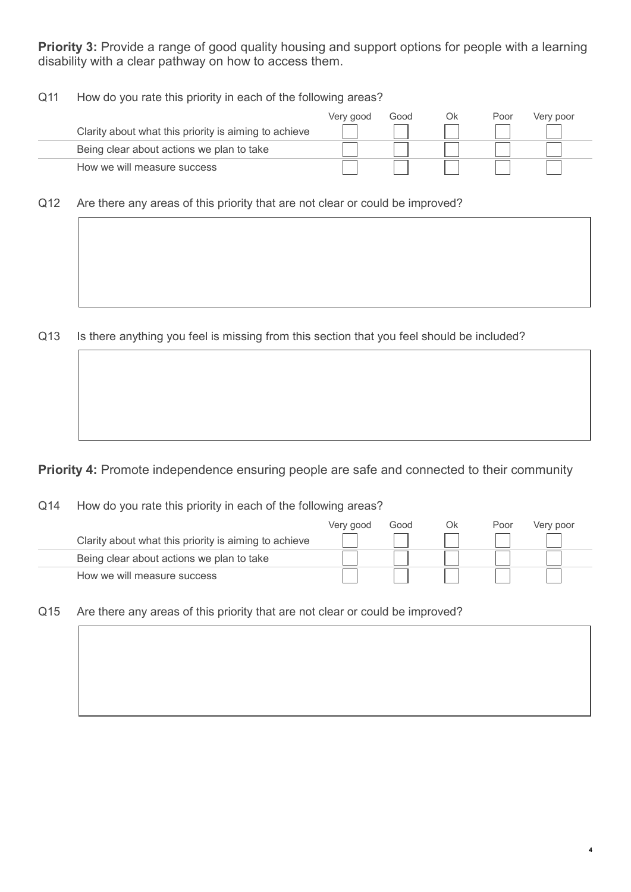**Priority 3:** Provide a range of good quality housing and support options for people with a learning disability with a clear pathway on how to access them.

Q11 How do you rate this priority in each of the following areas?

| | Very good | Good | Ok | Poor | Very poor |
|---|---|---|---|---|---|
| Clarity about what this priority is aiming to achieve | ☐ | ☐ | ☐ | ☐ | ☐ |
| Being clear about actions we plan to take | ☐ | ☐ | ☐ | ☐ | ☐ |
| How we will measure success | ☐ | ☐ | ☐ | ☐ | ☐ |

Q12 Are there any areas of this priority that are not clear or could be improved?

Q13 Is there anything you feel is missing from this section that you feel should be included?

**Priority 4:** Promote independence ensuring people are safe and connected to their community

Q14 How do you rate this priority in each of the following areas?

| | Very good | Good | Ok | Poor | Very poor |
|---|---|---|---|---|---|
| Clarity about what this priority is aiming to achieve | ☐ | ☐ | ☐ | ☐ | ☐ |
| Being clear about actions we plan to take | ☐ | ☐ | ☐ | ☐ | ☐ |
| How we will measure success | ☐ | ☐ | ☐ | ☐ | ☐ |

Q15 Are there any areas of this priority that are not clear or could be improved?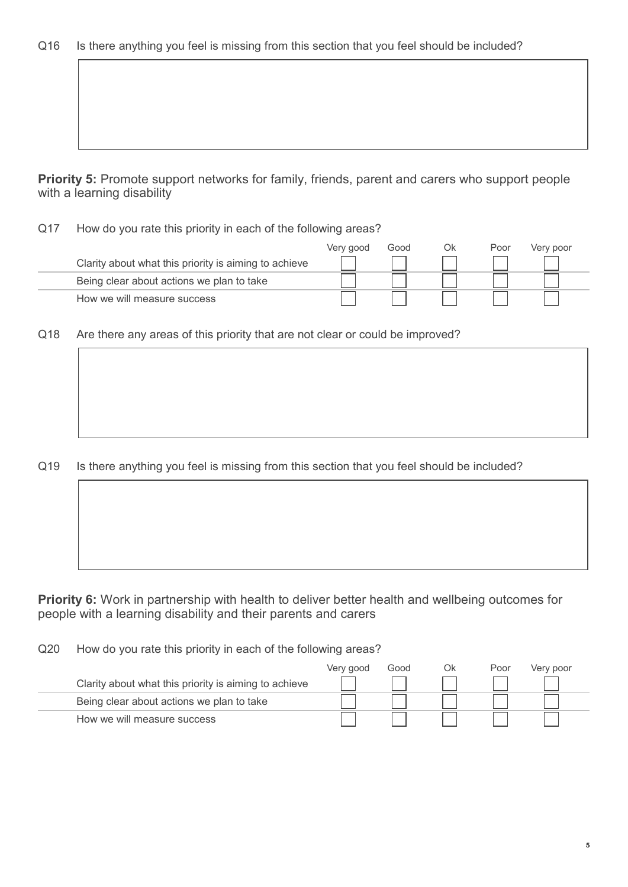Q16 Is there anything you feel is missing from this section that you feel should be included?

**Priority 5:** Promote support networks for family, friends, parent and carers who support people with a learning disability

Q17 How do you rate this priority in each of the following areas?

| | Very good | Good | Ok | Poor | Very poor |
|---|---|---|---|---|---|
| Clarity about what this priority is aiming to achieve | ☐ | ☐ | ☐ | ☐ | ☐ |
| Being clear about actions we plan to take | ☐ | ☐ | ☐ | ☐ | ☐ |
| How we will measure success | ☐ | ☐ | ☐ | ☐ | ☐ |

Q18 Are there any areas of this priority that are not clear or could be improved?

Q19 Is there anything you feel is missing from this section that you feel should be included?

**Priority 6:** Work in partnership with health to deliver better health and wellbeing outcomes for people with a learning disability and their parents and carers

Q20 How do you rate this priority in each of the following areas?

| | Very good | Good | Ok | Poor | Very poor |
|---|---|---|---|---|---|
| Clarity about what this priority is aiming to achieve | ☐ | ☐ | ☐ | ☐ | ☐ |
| Being clear about actions we plan to take | ☐ | ☐ | ☐ | ☐ | ☐ |
| How we will measure success | ☐ | ☐ | ☐ | ☐ | ☐ |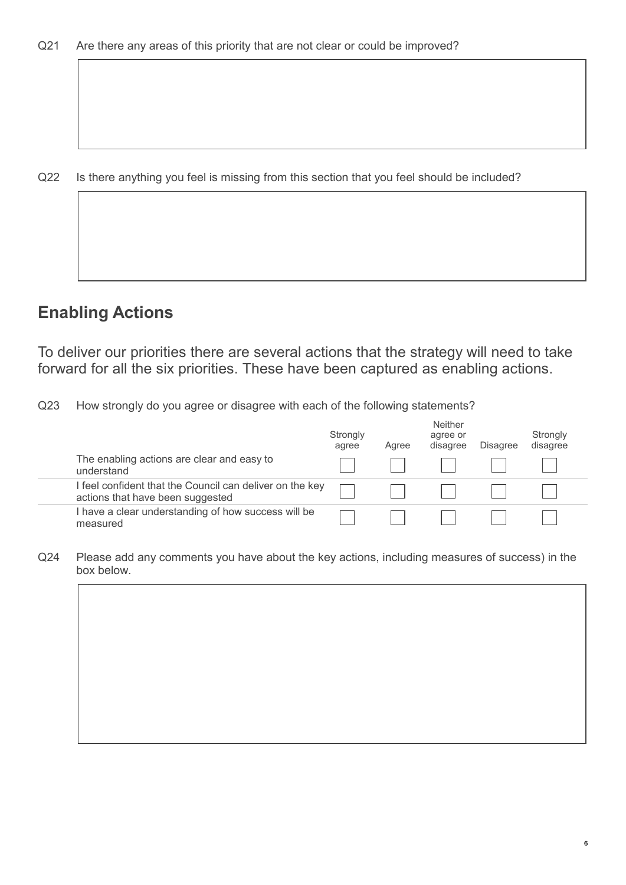Q21 Are there any areas of this priority that are not clear or could be improved?

Q22 Is there anything you feel is missing from this section that you feel should be included?

## Enabling Actions

To deliver our priorities there are several actions that the strategy will need to take forward for all the six priorities. These have been captured as enabling actions.

Q23 How strongly do you agree or disagree with each of the following statements?

| | Strongly agree | Agree | Neither agree or disagree | Disagree | Strongly disagree |
|---|---|---|---|---|---|
| The enabling actions are clear and easy to understand | ☐ | ☐ | ☐ | ☐ | ☐ |
| I feel confident that the Council can deliver on the key actions that have been suggested | ☐ | ☐ | ☐ | ☐ | ☐ |
| I have a clear understanding of how success will be measured | ☐ | ☐ | ☐ | ☐ | ☐ |

Q24 Please add any comments you have about the key actions, including measures of success) in the box below.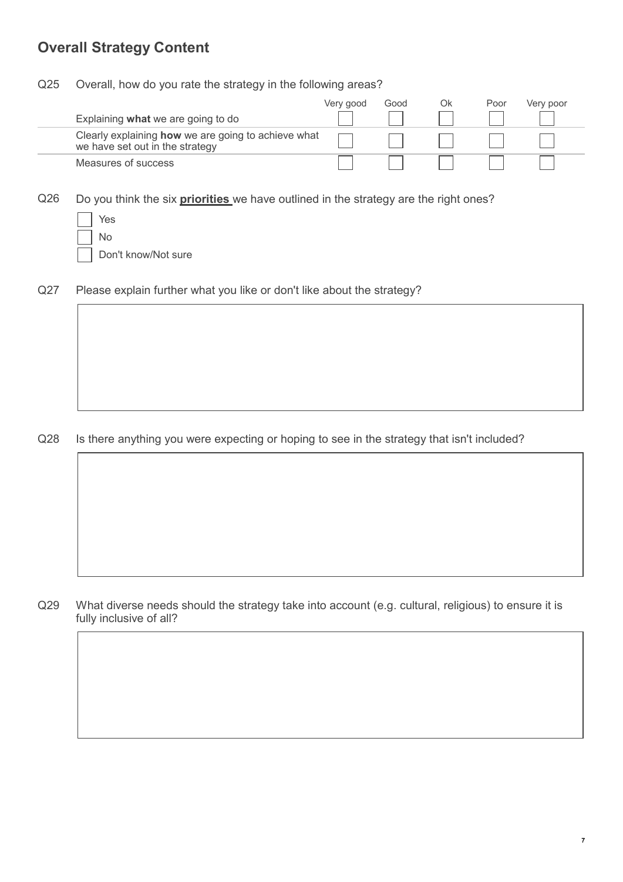## Overall Strategy Content

Q25 Overall, how do you rate the strategy in the following areas?

| | Very good | Good | Ok | Poor | Very poor |
|---|---|---|---|---|---|
| Explaining **what** we are going to do | ☐ | ☐ | ☐ | ☐ | ☐ |
| Clearly explaining **how** we are going to achieve what we have set out in the strategy | ☐ | ☐ | ☐ | ☐ | ☐ |
| Measures of success | ☐ | ☐ | ☐ | ☐ | ☐ |

Q26 Do you think the six **priorities** we have outlined in the strategy are the right ones?

- ☐ Yes
- ☐ No
- ☐ Don't know/Not sure

Q27 Please explain further what you like or don't like about the strategy?

Q28 Is there anything you were expecting or hoping to see in the strategy that isn't included?

Q29 What diverse needs should the strategy take into account (e.g. cultural, religious) to ensure it is fully inclusive of all?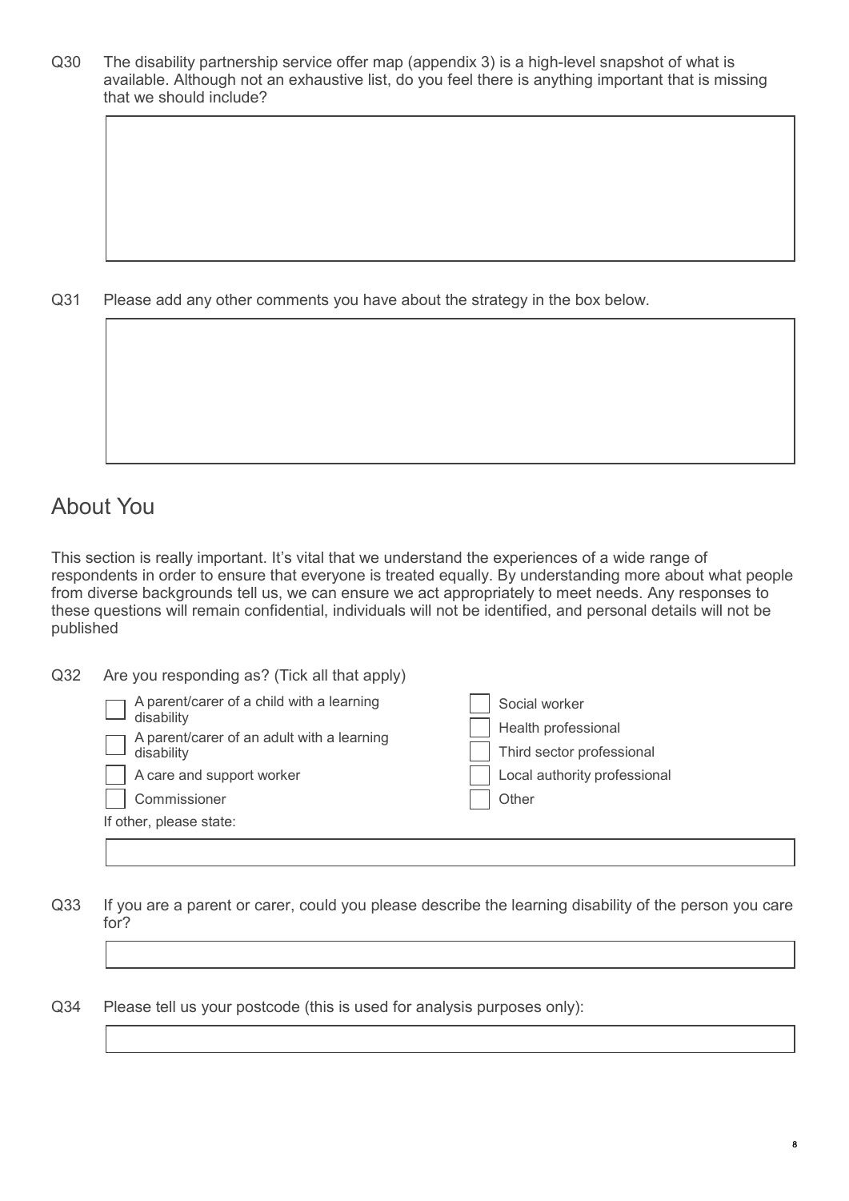Q30 The disability partnership service offer map (appendix 3) is a high-level snapshot of what is available. Although not an exhaustive list, do you feel there is anything important that is missing that we should include?

Q31 Please add any other comments you have about the strategy in the box below.

## About You

This section is really important. It's vital that we understand the experiences of a wide range of respondents in order to ensure that everyone is treated equally. By understanding more about what people from diverse backgrounds tell us, we can ensure we act appropriately to meet needs. Any responses to these questions will remain confidential, individuals will not be identified, and personal details will not be published

Q32 Are you responding as? (Tick all that apply)

- ☐ A parent/carer of a child with a learning disability
- ☐ A parent/carer of an adult with a learning disability
- ☐ A care and support worker
- ☐ Commissioner
- ☐ Social worker
- ☐ Health professional
- ☐ Third sector professional
- ☐ Local authority professional
- ☐ Other

If other, please state:

Q33 If you are a parent or carer, could you please describe the learning disability of the person you care for?

Q34 Please tell us your postcode (this is used for analysis purposes only):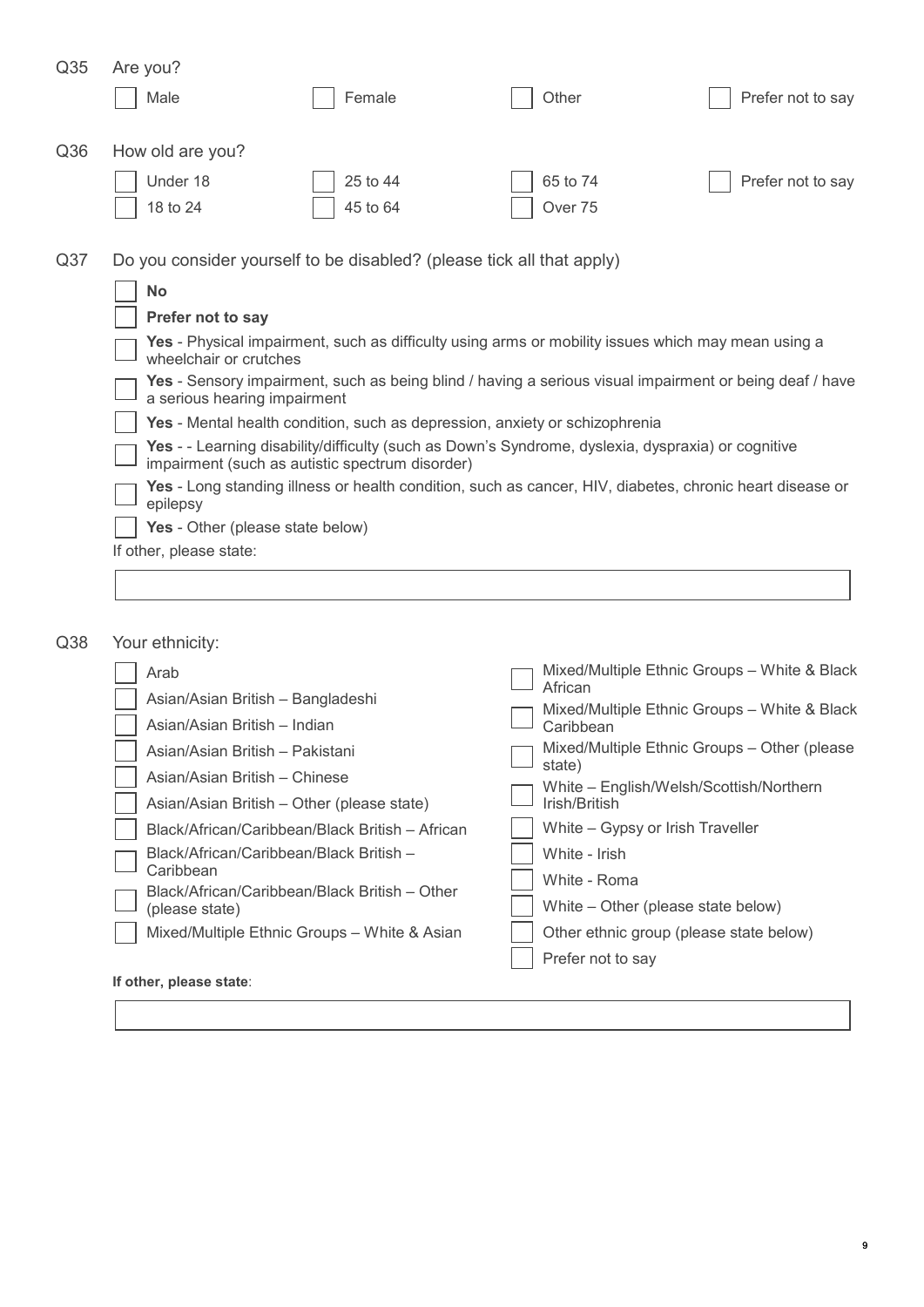Q35 Are you?

- [ ] Male
- [ ] Female
- [ ] Other
- [ ] Prefer not to say

Q36 How old are you?

- [ ] Under 18
- [ ] 18 to 24
- [ ] 25 to 44
- [ ] 45 to 64
- [ ] 65 to 74
- [ ] Over 75
- [ ] Prefer not to say

Q37 Do you consider yourself to be disabled? (please tick all that apply)

- [ ] **No**
- [ ] **Prefer not to say**
- [ ] **Yes** - Physical impairment, such as difficulty using arms or mobility issues which may mean using a wheelchair or crutches
- [ ] **Yes** - Sensory impairment, such as being blind / having a serious visual impairment or being deaf / have a serious hearing impairment
- [ ] **Yes** - Mental health condition, such as depression, anxiety or schizophrenia
- [ ] **Yes** - - Learning disability/difficulty (such as Down's Syndrome, dyslexia, dyspraxia) or cognitive impairment (such as autistic spectrum disorder)
- [ ] **Yes** - Long standing illness or health condition, such as cancer, HIV, diabetes, chronic heart disease or epilepsy
- [ ] **Yes** - Other (please state below)

If other, please state:

\_\_\_\_\_\_\_\_\_\_\_\_\_\_\_\_\_\_\_\_\_\_\_\_\_\_\_\_\_\_\_\_\_\_\_\_\_\_\_\_

Q38 Your ethnicity:

- [ ] Arab
- [ ] Asian/Asian British – Bangladeshi
- [ ] Asian/Asian British – Indian
- [ ] Asian/Asian British – Pakistani
- [ ] Asian/Asian British – Chinese
- [ ] Asian/Asian British – Other (please state)
- [ ] Black/African/Caribbean/Black British – African
- [ ] Black/African/Caribbean/Black British – Caribbean
- [ ] Black/African/Caribbean/Black British – Other (please state)
- [ ] Mixed/Multiple Ethnic Groups – White & Asian
- [ ] Mixed/Multiple Ethnic Groups – White & Black African
- [ ] Mixed/Multiple Ethnic Groups – White & Black Caribbean
- [ ] Mixed/Multiple Ethnic Groups – Other (please state)
- [ ] White – English/Welsh/Scottish/Northern Irish/British
- [ ] White – Gypsy or Irish Traveller
- [ ] White - Irish
- [ ] White - Roma
- [ ] White – Other (please state below)
- [ ] Other ethnic group (please state below)
- [ ] Prefer not to say

**If other, please state**:

\_\_\_\_\_\_\_\_\_\_\_\_\_\_\_\_\_\_\_\_\_\_\_\_\_\_\_\_\_\_\_\_\_\_\_\_\_\_\_\_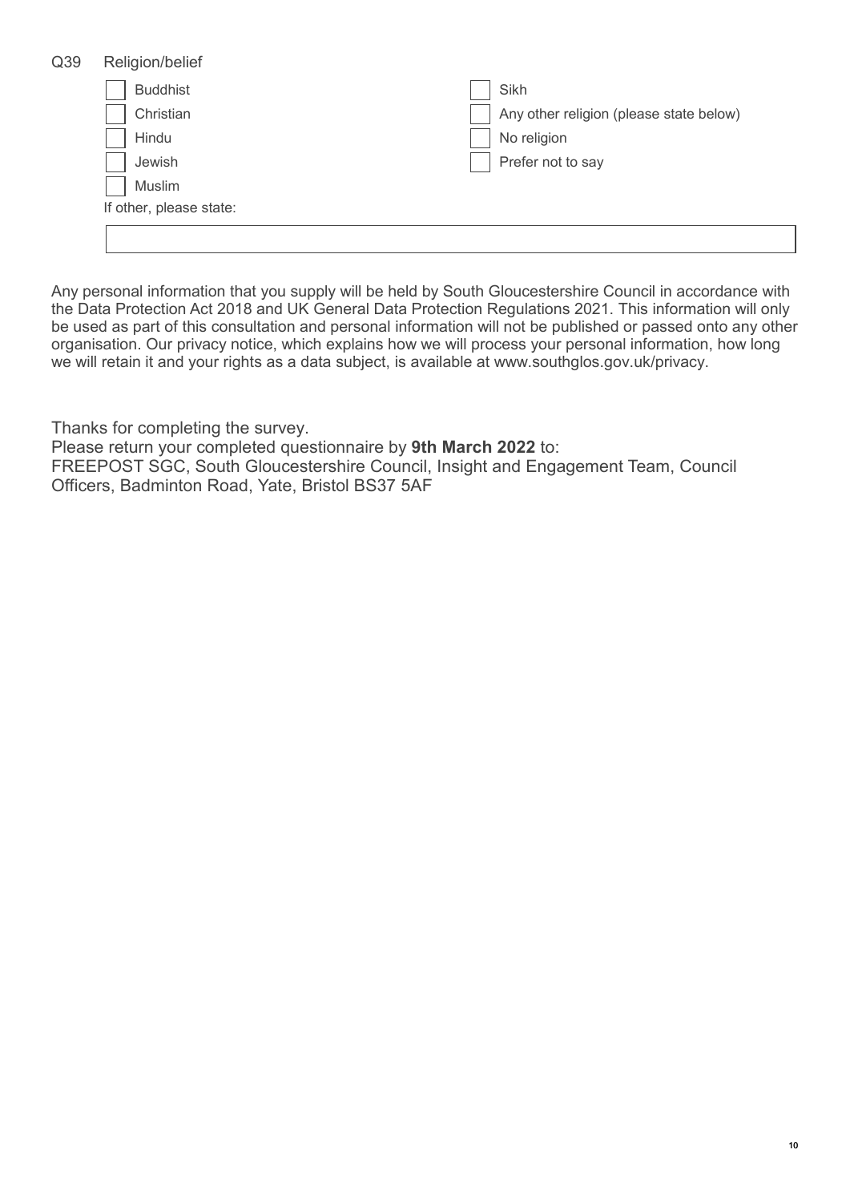Q39 Religion/belief

- [ ] Buddhist
- [ ] Christian
- [ ] Hindu
- [ ] Jewish
- [ ] Muslim
- [ ] Sikh
- [ ] Any other religion (please state below)
- [ ] No religion
- [ ] Prefer not to say

If other, please state:

Any personal information that you supply will be held by South Gloucestershire Council in accordance with the Data Protection Act 2018 and UK General Data Protection Regulations 2021. This information will only be used as part of this consultation and personal information will not be published or passed onto any other organisation. Our privacy notice, which explains how we will process your personal information, how long we will retain it and your rights as a data subject, is available at www.southglos.gov.uk/privacy.

Thanks for completing the survey.
Please return your completed questionnaire by **9th March 2022** to:
FREEPOST SGC, South Gloucestershire Council, Insight and Engagement Team, Council Officers, Badminton Road, Yate, Bristol BS37 5AF